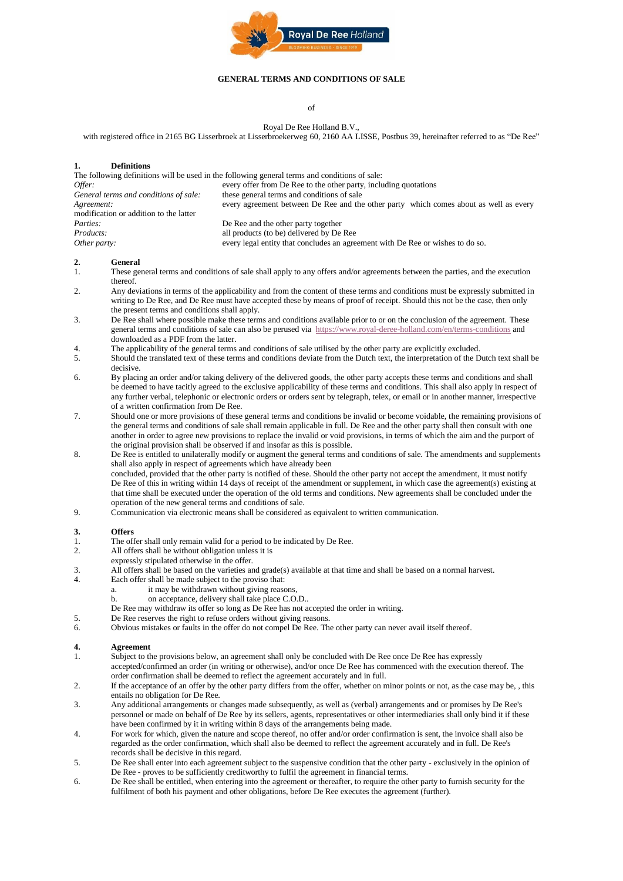# GENERAL TERMS AND CONDITIONS OF SALE

of

Royal De Ree Holland B.V.,
with registered office in 2165 BG Lisserbroek at Lisserbroekerweg 60, 2160 AA LISSE, Postbus 39, hereinafter referred to as "De Ree"

## 1. Definitions

The following definitions will be used in the following general terms and conditions of sale:

| | |
|---|---|
| *Offer:* | every offer from De Ree to the other party, including quotations |
| *General terms and conditions of sale:* | these general terms and conditions of sale |
| *Agreement:* | every agreement between De Ree and the other party which comes about as well as every modification or addition to the latter |
| *Parties:* | De Ree and the other party together |
| *Products:* | all products (to be) delivered by De Ree |
| *Other party:* | every legal entity that concludes an agreement with De Ree or wishes to do so. |

## 2. General

1. These general terms and conditions of sale shall apply to any offers and/or agreements between the parties, and the execution thereof.
2. Any deviations in terms of the applicability and from the content of these terms and conditions must be expressly submitted in writing to De Ree, and De Ree must have accepted these by means of proof of receipt. Should this not be the case, then only the present terms and conditions shall apply.
3. De Ree shall where possible make these terms and conditions available prior to or on the conclusion of the agreement. These general terms and conditions of sale can also be perused via https://www.royal-deree-holland.com/en/terms-conditions and downloaded as a PDF from the latter.
4. The applicability of the general terms and conditions of sale utilised by the other party are explicitly excluded.
5. Should the translated text of these terms and conditions deviate from the Dutch text, the interpretation of the Dutch text shall be decisive.
6. By placing an order and/or taking delivery of the delivered goods, the other party accepts these terms and conditions and shall be deemed to have tacitly agreed to the exclusive applicability of these terms and conditions. This shall also apply in respect of any further verbal, telephonic or electronic orders or orders sent by telegraph, telex, or email or in another manner, irrespective of a written confirmation from De Ree.
7. Should one or more provisions of these general terms and conditions be invalid or become voidable, the remaining provisions of the general terms and conditions of sale shall remain applicable in full. De Ree and the other party shall then consult with one another in order to agree new provisions to replace the invalid or void provisions, in terms of which the aim and the purport of the original provision shall be observed if and insofar as this is possible.
8. De Ree is entitled to unilaterally modify or augment the general terms and conditions of sale. The amendments and supplements shall also apply in respect of agreements which have already been concluded, provided that the other party is notified of these. Should the other party not accept the amendment, it must notify De Ree of this in writing within 14 days of receipt of the amendment or supplement, in which case the agreement(s) existing at that time shall be executed under the operation of the old terms and conditions. New agreements shall be concluded under the operation of the new general terms and conditions of sale.
9. Communication via electronic means shall be considered as equivalent to written communication.

## 3. Offers

1. The offer shall only remain valid for a period to be indicated by De Ree.
2. All offers shall be without obligation unless it is expressly stipulated otherwise in the offer.
3. All offers shall be based on the varieties and grade(s) available at that time and shall be based on a normal harvest.
4. Each offer shall be made subject to the proviso that:
   a. it may be withdrawn without giving reasons,
   b. on acceptance, delivery shall take place C.O.D..

   De Ree may withdraw its offer so long as De Ree has not accepted the order in writing.
5. De Ree reserves the right to refuse orders without giving reasons.
6. Obvious mistakes or faults in the offer do not compel De Ree. The other party can never avail itself thereof.

## 4. Agreement

1. Subject to the provisions below, an agreement shall only be concluded with De Ree once De Ree has expressly accepted/confirmed an order (in writing or otherwise), and/or once De Ree has commenced with the execution thereof. The order confirmation shall be deemed to reflect the agreement accurately and in full.
2. If the acceptance of an offer by the other party differs from the offer, whether on minor points or not, as the case may be, , this entails no obligation for De Ree.
3. Any additional arrangements or changes made subsequently, as well as (verbal) arrangements and or promises by De Ree's personnel or made on behalf of De Ree by its sellers, agents, representatives or other intermediaries shall only bind it if these have been confirmed by it in writing within 8 days of the arrangements being made.
4. For work for which, given the nature and scope thereof, no offer and/or order confirmation is sent, the invoice shall also be regarded as the order confirmation, which shall also be deemed to reflect the agreement accurately and in full. De Ree's records shall be decisive in this regard.
5. De Ree shall enter into each agreement subject to the suspensive condition that the other party - exclusively in the opinion of De Ree - proves to be sufficiently creditworthy to fulfil the agreement in financial terms.
6. De Ree shall be entitled, when entering into the agreement or thereafter, to require the other party to furnish security for the fulfilment of both his payment and other obligations, before De Ree executes the agreement (further).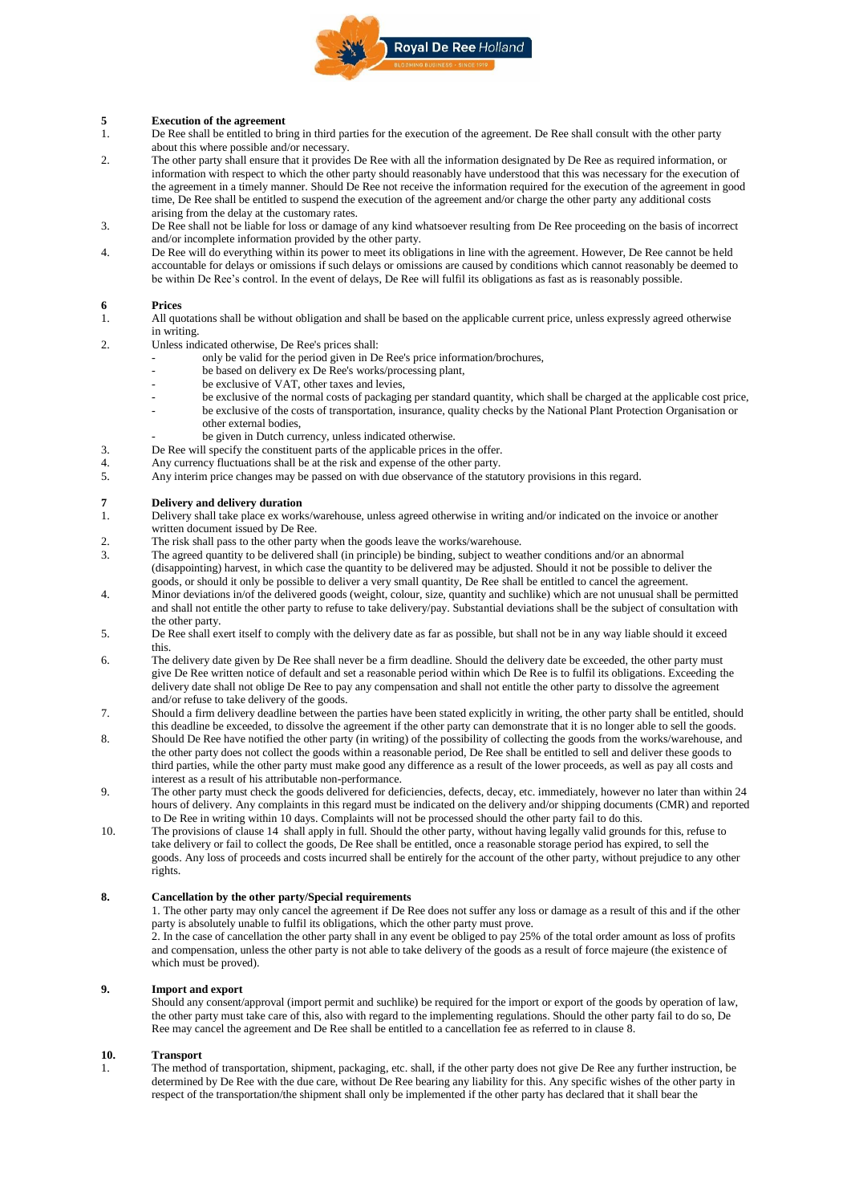**5 Execution of the agreement**

1. De Ree shall be entitled to bring in third parties for the execution of the agreement. De Ree shall consult with the other party about this where possible and/or necessary.
2. The other party shall ensure that it provides De Ree with all the information designated by De Ree as required information, or information with respect to which the other party should reasonably have understood that this was necessary for the execution of the agreement in a timely manner. Should De Ree not receive the information required for the execution of the agreement in good time, De Ree shall be entitled to suspend the execution of the agreement and/or charge the other party any additional costs arising from the delay at the customary rates.
3. De Ree shall not be liable for loss or damage of any kind whatsoever resulting from De Ree proceeding on the basis of incorrect and/or incomplete information provided by the other party.
4. De Ree will do everything within its power to meet its obligations in line with the agreement. However, De Ree cannot be held accountable for delays or omissions if such delays or omissions are caused by conditions which cannot reasonably be deemed to be within De Ree's control. In the event of delays, De Ree will fulfil its obligations as fast as is reasonably possible.

**6 Prices**

1. All quotations shall be without obligation and shall be based on the applicable current price, unless expressly agreed otherwise in writing.
2. Unless indicated otherwise, De Ree's prices shall:
   - only be valid for the period given in De Ree's price information/brochures,
   - be based on delivery ex De Ree's works/processing plant,
   - be exclusive of VAT, other taxes and levies,
   - be exclusive of the normal costs of packaging per standard quantity, which shall be charged at the applicable cost price,
   - be exclusive of the costs of transportation, insurance, quality checks by the National Plant Protection Organisation or other external bodies,
   - be given in Dutch currency, unless indicated otherwise.
3. De Ree will specify the constituent parts of the applicable prices in the offer.
4. Any currency fluctuations shall be at the risk and expense of the other party.
5. Any interim price changes may be passed on with due observance of the statutory provisions in this regard.

**7 Delivery and delivery duration**

1. Delivery shall take place ex works/warehouse, unless agreed otherwise in writing and/or indicated on the invoice or another written document issued by De Ree.
2. The risk shall pass to the other party when the goods leave the works/warehouse.
3. The agreed quantity to be delivered shall (in principle) be binding, subject to weather conditions and/or an abnormal (disappointing) harvest, in which case the quantity to be delivered may be adjusted. Should it not be possible to deliver the goods, or should it only be possible to deliver a very small quantity, De Ree shall be entitled to cancel the agreement.
4. Minor deviations in/of the delivered goods (weight, colour, size, quantity and suchlike) which are not unusual shall be permitted and shall not entitle the other party to refuse to take delivery/pay. Substantial deviations shall be the subject of consultation with the other party.
5. De Ree shall exert itself to comply with the delivery date as far as possible, but shall not be in any way liable should it exceed this.
6. The delivery date given by De Ree shall never be a firm deadline. Should the delivery date be exceeded, the other party must give De Ree written notice of default and set a reasonable period within which De Ree is to fulfil its obligations. Exceeding the delivery date shall not oblige De Ree to pay any compensation and shall not entitle the other party to dissolve the agreement and/or refuse to take delivery of the goods.
7. Should a firm delivery deadline between the parties have been stated explicitly in writing, the other party shall be entitled, should this deadline be exceeded, to dissolve the agreement if the other party can demonstrate that it is no longer able to sell the goods.
8. Should De Ree have notified the other party (in writing) of the possibility of collecting the goods from the works/warehouse, and the other party does not collect the goods within a reasonable period, De Ree shall be entitled to sell and deliver these goods to third parties, while the other party must make good any difference as a result of the lower proceeds, as well as pay all costs and interest as a result of his attributable non-performance.
9. The other party must check the goods delivered for deficiencies, defects, decay, etc. immediately, however no later than within 24 hours of delivery. Any complaints in this regard must be indicated on the delivery and/or shipping documents (CMR) and reported to De Ree in writing within 10 days. Complaints will not be processed should the other party fail to do this.
10. The provisions of clause 14 shall apply in full. Should the other party, without having legally valid grounds for this, refuse to take delivery or fail to collect the goods, De Ree shall be entitled, once a reasonable storage period has expired, to sell the goods. Any loss of proceeds and costs incurred shall be entirely for the account of the other party, without prejudice to any other rights.

**8. Cancellation by the other party/Special requirements**

1. The other party may only cancel the agreement if De Ree does not suffer any loss or damage as a result of this and if the other party is absolutely unable to fulfil its obligations, which the other party must prove.
2. In the case of cancellation the other party shall in any event be obliged to pay 25% of the total order amount as loss of profits and compensation, unless the other party is not able to take delivery of the goods as a result of force majeure (the existence of which must be proved).

**9. Import and export**

Should any consent/approval (import permit and suchlike) be required for the import or export of the goods by operation of law, the other party must take care of this, also with regard to the implementing regulations. Should the other party fail to do so, De Ree may cancel the agreement and De Ree shall be entitled to a cancellation fee as referred to in clause 8.

**10. Transport**

1. The method of transportation, shipment, packaging, etc. shall, if the other party does not give De Ree any further instruction, be determined by De Ree with the due care, without De Ree bearing any liability for this. Any specific wishes of the other party in respect of the transportation/the shipment shall only be implemented if the other party has declared that it shall bear the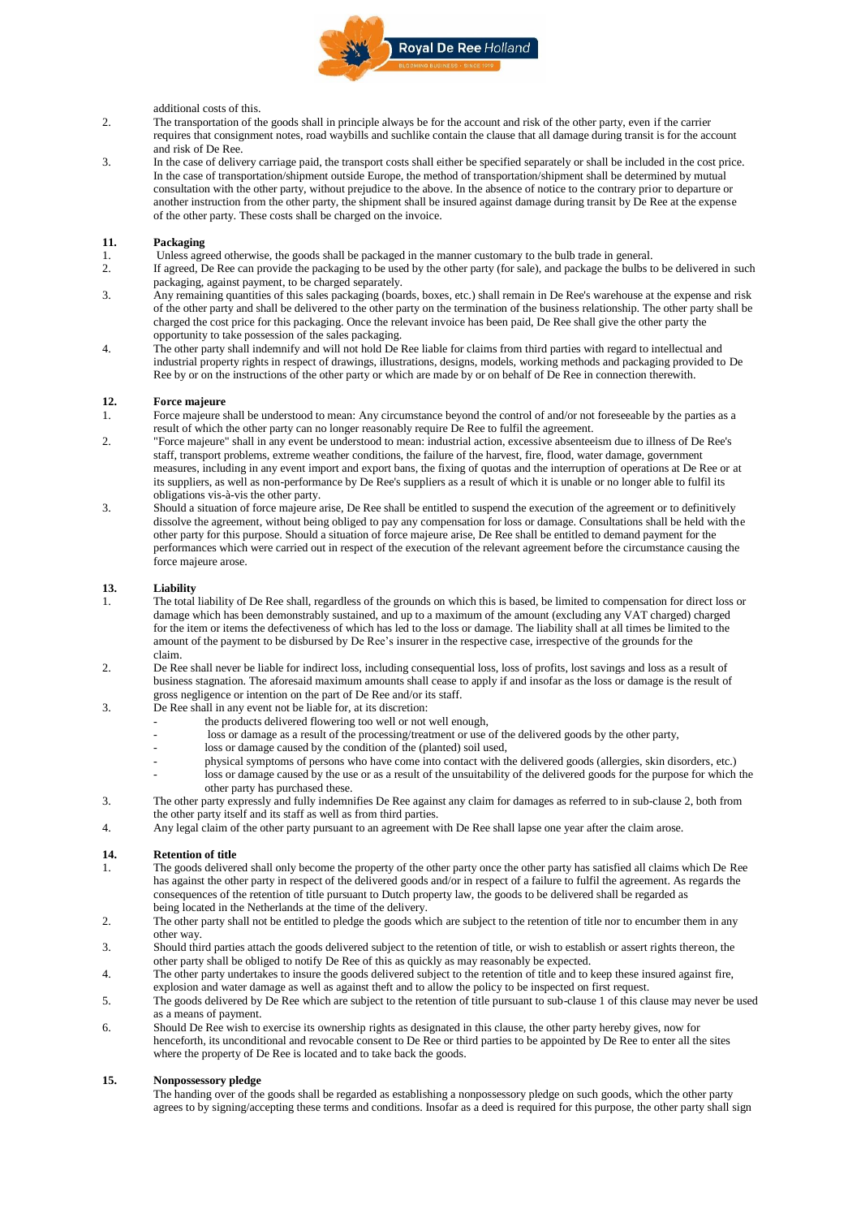additional costs of this.

2. The transportation of the goods shall in principle always be for the account and risk of the other party, even if the carrier requires that consignment notes, road waybills and suchlike contain the clause that all damage during transit is for the account and risk of De Ree.
3. In the case of delivery carriage paid, the transport costs shall either be specified separately or shall be included in the cost price. In the case of transportation/shipment outside Europe, the method of transportation/shipment shall be determined by mutual consultation with the other party, without prejudice to the above. In the absence of notice to the contrary prior to departure or another instruction from the other party, the shipment shall be insured against damage during transit by De Ree at the expense of the other party. These costs shall be charged on the invoice.

**11. Packaging**

1. Unless agreed otherwise, the goods shall be packaged in the manner customary to the bulb trade in general.
2. If agreed, De Ree can provide the packaging to be used by the other party (for sale), and package the bulbs to be delivered in such packaging, against payment, to be charged separately.
3. Any remaining quantities of this sales packaging (boards, boxes, etc.) shall remain in De Ree's warehouse at the expense and risk of the other party and shall be delivered to the other party on the termination of the business relationship. The other party shall be charged the cost price for this packaging. Once the relevant invoice has been paid, De Ree shall give the other party the opportunity to take possession of the sales packaging.
4. The other party shall indemnify and will not hold De Ree liable for claims from third parties with regard to intellectual and industrial property rights in respect of drawings, illustrations, designs, models, working methods and packaging provided to De Ree by or on the instructions of the other party or which are made by or on behalf of De Ree in connection therewith.

**12. Force majeure**

1. Force majeure shall be understood to mean: Any circumstance beyond the control of and/or not foreseeable by the parties as a result of which the other party can no longer reasonably require De Ree to fulfil the agreement.
2. "Force majeure" shall in any event be understood to mean: industrial action, excessive absenteeism due to illness of De Ree's staff, transport problems, extreme weather conditions, the failure of the harvest, fire, flood, water damage, government measures, including in any event import and export bans, the fixing of quotas and the interruption of operations at De Ree or at its suppliers, as well as non-performance by De Ree's suppliers as a result of which it is unable or no longer able to fulfil its obligations vis-à-vis the other party.
3. Should a situation of force majeure arise, De Ree shall be entitled to suspend the execution of the agreement or to definitively dissolve the agreement, without being obliged to pay any compensation for loss or damage. Consultations shall be held with the other party for this purpose. Should a situation of force majeure arise, De Ree shall be entitled to demand payment for the performances which were carried out in respect of the execution of the relevant agreement before the circumstance causing the force majeure arose.

**13. Liability**

1. The total liability of De Ree shall, regardless of the grounds on which this is based, be limited to compensation for direct loss or damage which has been demonstrably sustained, and up to a maximum of the amount (excluding any VAT charged) charged for the item or items the defectiveness of which has led to the loss or damage. The liability shall at all times be limited to the amount of the payment to be disbursed by De Ree's insurer in the respective case, irrespective of the grounds for the claim.
2. De Ree shall never be liable for indirect loss, including consequential loss, loss of profits, lost savings and loss as a result of business stagnation. The aforesaid maximum amounts shall cease to apply if and insofar as the loss or damage is the result of gross negligence or intention on the part of De Ree and/or its staff.
3. De Ree shall in any event not be liable for, at its discretion:
   - the products delivered flowering too well or not well enough,
   - loss or damage as a result of the processing/treatment or use of the delivered goods by the other party,
   - loss or damage caused by the condition of the (planted) soil used,
   - physical symptoms of persons who have come into contact with the delivered goods (allergies, skin disorders, etc.)
   - loss or damage caused by the use or as a result of the unsuitability of the delivered goods for the purpose for which the other party has purchased these.
3. The other party expressly and fully indemnifies De Ree against any claim for damages as referred to in sub-clause 2, both from the other party itself and its staff as well as from third parties.
4. Any legal claim of the other party pursuant to an agreement with De Ree shall lapse one year after the claim arose.

**14. Retention of title**

1. The goods delivered shall only become the property of the other party once the other party has satisfied all claims which De Ree has against the other party in respect of the delivered goods and/or in respect of a failure to fulfil the agreement. As regards the consequences of the retention of title pursuant to Dutch property law, the goods to be delivered shall be regarded as being located in the Netherlands at the time of the delivery.
2. The other party shall not be entitled to pledge the goods which are subject to the retention of title nor to encumber them in any other way.
3. Should third parties attach the goods delivered subject to the retention of title, or wish to establish or assert rights thereon, the other party shall be obliged to notify De Ree of this as quickly as may reasonably be expected.
4. The other party undertakes to insure the goods delivered subject to the retention of title and to keep these insured against fire, explosion and water damage as well as against theft and to allow the policy to be inspected on first request.
5. The goods delivered by De Ree which are subject to the retention of title pursuant to sub-clause 1 of this clause may never be used as a means of payment.
6. Should De Ree wish to exercise its ownership rights as designated in this clause, the other party hereby gives, now for henceforth, its unconditional and revocable consent to De Ree or third parties to be appointed by De Ree to enter all the sites where the property of De Ree is located and to take back the goods.

**15. Nonpossessory pledge**

The handing over of the goods shall be regarded as establishing a nonpossessory pledge on such goods, which the other party agrees to by signing/accepting these terms and conditions. Insofar as a deed is required for this purpose, the other party shall sign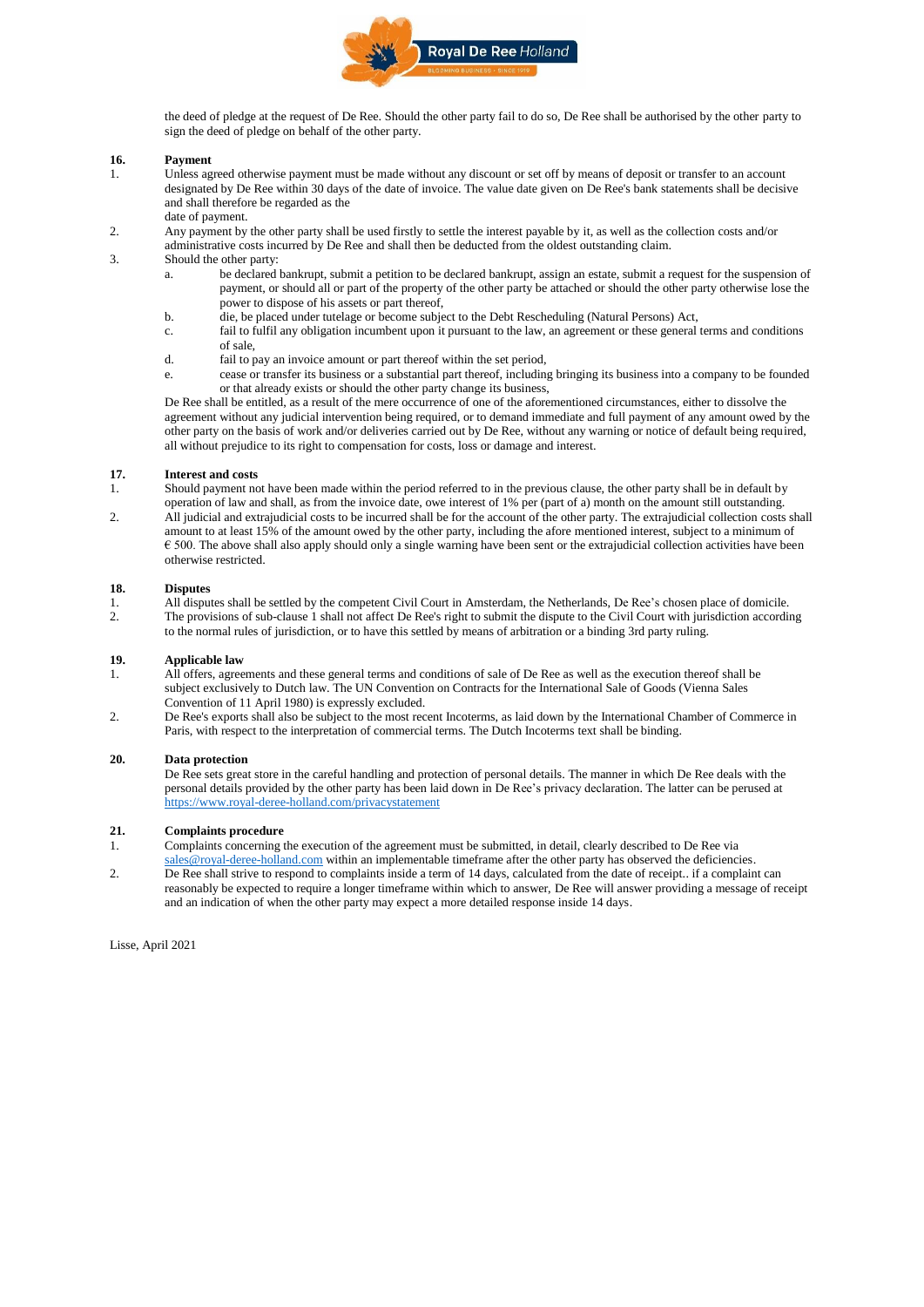the deed of pledge at the request of De Ree. Should the other party fail to do so, De Ree shall be authorised by the other party to sign the deed of pledge on behalf of the other party.

## 16. Payment

1. Unless agreed otherwise payment must be made without any discount or set off by means of deposit or transfer to an account designated by De Ree within 30 days of the date of invoice. The value date given on De Ree's bank statements shall be decisive and shall therefore be regarded as the date of payment.
2. Any payment by the other party shall be used firstly to settle the interest payable by it, as well as the collection costs and/or administrative costs incurred by De Ree and shall then be deducted from the oldest outstanding claim.
3. Should the other party:
   a. be declared bankrupt, submit a petition to be declared bankrupt, assign an estate, submit a request for the suspension of payment, or should all or part of the property of the other party be attached or should the other party otherwise lose the power to dispose of his assets or part thereof,
   b. die, be placed under tutelage or become subject to the Debt Rescheduling (Natural Persons) Act,
   c. fail to fulfil any obligation incumbent upon it pursuant to the law, an agreement or these general terms and conditions of sale,
   d. fail to pay an invoice amount or part thereof within the set period,
   e. cease or transfer its business or a substantial part thereof, including bringing its business into a company to be founded or that already exists or should the other party change its business,

   De Ree shall be entitled, as a result of the mere occurrence of one of the aforementioned circumstances, either to dissolve the agreement without any judicial intervention being required, or to demand immediate and full payment of any amount owed by the other party on the basis of work and/or deliveries carried out by De Ree, without any warning or notice of default being required, all without prejudice to its right to compensation for costs, loss or damage and interest.

## 17. Interest and costs

1. Should payment not have been made within the period referred to in the previous clause, the other party shall be in default by operation of law and shall, as from the invoice date, owe interest of 1% per (part of a) month on the amount still outstanding.
2. All judicial and extrajudicial costs to be incurred shall be for the account of the other party. The extrajudicial collection costs shall amount to at least 15% of the amount owed by the other party, including the afore mentioned interest, subject to a minimum of € 500. The above shall also apply should only a single warning have been sent or the extrajudicial collection activities have been otherwise restricted.

## 18. Disputes

1. All disputes shall be settled by the competent Civil Court in Amsterdam, the Netherlands, De Ree's chosen place of domicile.
2. The provisions of sub-clause 1 shall not affect De Ree's right to submit the dispute to the Civil Court with jurisdiction according to the normal rules of jurisdiction, or to have this settled by means of arbitration or a binding 3rd party ruling.

## 19. Applicable law

1. All offers, agreements and these general terms and conditions of sale of De Ree as well as the execution thereof shall be subject exclusively to Dutch law. The UN Convention on Contracts for the International Sale of Goods (Vienna Sales Convention of 11 April 1980) is expressly excluded.
2. De Ree's exports shall also be subject to the most recent Incoterms, as laid down by the International Chamber of Commerce in Paris, with respect to the interpretation of commercial terms. The Dutch Incoterms text shall be binding.

## 20. Data protection

De Ree sets great store in the careful handling and protection of personal details. The manner in which De Ree deals with the personal details provided by the other party has been laid down in De Ree's privacy declaration. The latter can be perused at https://www.royal-deree-holland.com/privacystatement

## 21. Complaints procedure

1. Complaints concerning the execution of the agreement must be submitted, in detail, clearly described to De Ree via sales@royal-deree-holland.com within an implementable timeframe after the other party has observed the deficiencies.
2. De Ree shall strive to respond to complaints inside a term of 14 days, calculated from the date of receipt.. if a complaint can reasonably be expected to require a longer timeframe within which to answer, De Ree will answer providing a message of receipt and an indication of when the other party may expect a more detailed response inside 14 days.

Lisse, April 2021